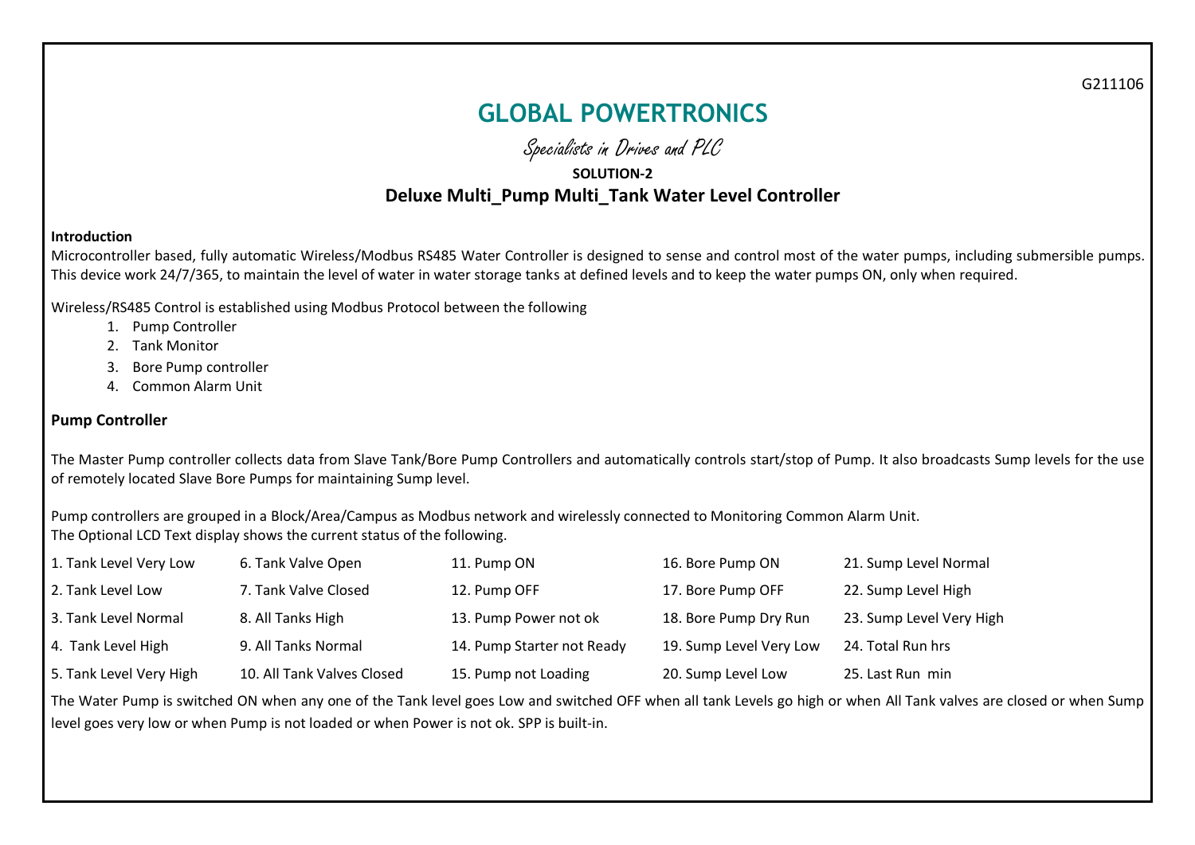G211106

# GLOBAL POWERTRONICS

*Specialists in Drives and PLC*

**SOLUTION-2**

## Deluxe Multi_Pump Multi_Tank Water Level Controller

**Introduction**

Microcontroller based, fully automatic Wireless/Modbus RS485 Water Controller is designed to sense and control most of the water pumps, including submersible pumps. This device work 24/7/365, to maintain the level of water in water storage tanks at defined levels and to keep the water pumps ON, only when required.

Wireless/RS485 Control is established using Modbus Protocol between the following

1. Pump Controller
2. Tank Monitor
3. Bore Pump controller
4. Common Alarm Unit

### Pump Controller

The Master Pump controller collects data from Slave Tank/Bore Pump Controllers and automatically controls start/stop of Pump. It also broadcasts Sump levels for the use of remotely located Slave Bore Pumps for maintaining Sump level.

Pump controllers are grouped in a Block/Area/Campus as Modbus network and wirelessly connected to Monitoring Common Alarm Unit.
The Optional LCD Text display shows the current status of the following.

| | | | | |
|---|---|---|---|---|
| 1. Tank Level Very Low | 6. Tank Valve Open | 11. Pump ON | 16. Bore Pump ON | 21. Sump Level Normal |
| 2. Tank Level Low | 7. Tank Valve Closed | 12. Pump OFF | 17. Bore Pump OFF | 22. Sump Level High |
| 3. Tank Level Normal | 8. All Tanks High | 13. Pump Power not ok | 18. Bore Pump Dry Run | 23. Sump Level Very High |
| 4. Tank Level High | 9. All Tanks Normal | 14. Pump Starter not Ready | 19. Sump Level Very Low | 24. Total Run hrs |
| 5. Tank Level Very High | 10. All Tank Valves Closed | 15. Pump not Loading | 20. Sump Level Low | 25. Last Run min |

The Water Pump is switched ON when any one of the Tank level goes Low and switched OFF when all tank Levels go high or when All Tank valves are closed or when Sump level goes very low or when Pump is not loaded or when Power is not ok. SPP is built-in.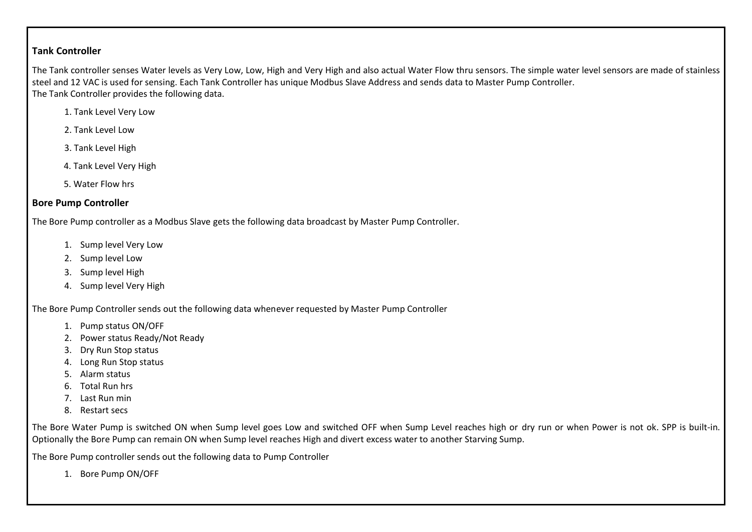**Tank Controller**

The Tank controller senses Water levels as Very Low, Low, High and Very High and also actual Water Flow thru sensors. The simple water level sensors are made of stainless steel and 12 VAC is used for sensing. Each Tank Controller has unique Modbus Slave Address and sends data to Master Pump Controller.
The Tank Controller provides the following data.

1. Tank Level Very Low
2. Tank Level Low
3. Tank Level High
4. Tank Level Very High
5. Water Flow hrs

**Bore Pump Controller**

The Bore Pump controller as a Modbus Slave gets the following data broadcast by Master Pump Controller.

1. Sump level Very Low
2. Sump level Low
3. Sump level High
4. Sump level Very High

The Bore Pump Controller sends out the following data whenever requested by Master Pump Controller

1. Pump status ON/OFF
2. Power status Ready/Not Ready
3. Dry Run Stop status
4. Long Run Stop status
5. Alarm status
6. Total Run hrs
7. Last Run min
8. Restart secs

The Bore Water Pump is switched ON when Sump level goes Low and switched OFF when Sump Level reaches high or dry run or when Power is not ok. SPP is built-in. Optionally the Bore Pump can remain ON when Sump level reaches High and divert excess water to another Starving Sump.

The Bore Pump controller sends out the following data to Pump Controller

1. Bore Pump ON/OFF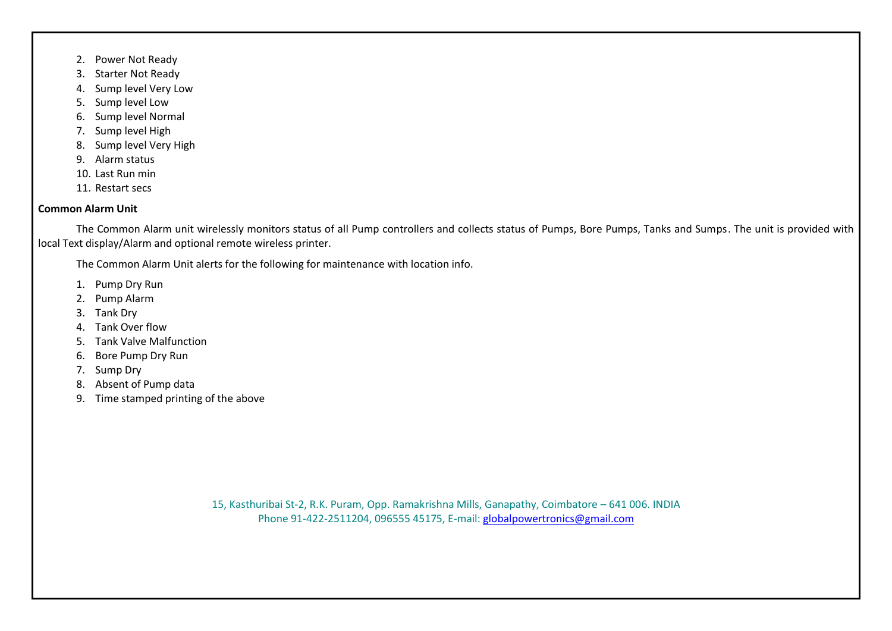2. Power Not Ready
3. Starter Not Ready
4. Sump level Very Low
5. Sump level Low
6. Sump level Normal
7. Sump level High
8. Sump level Very High
9. Alarm status
10. Last Run min
11. Restart secs

**Common Alarm Unit**

The Common Alarm unit wirelessly monitors status of all Pump controllers and collects status of Pumps, Bore Pumps, Tanks and Sumps. The unit is provided with local Text display/Alarm and optional remote wireless printer.

The Common Alarm Unit alerts for the following for maintenance with location info.

1. Pump Dry Run
2. Pump Alarm
3. Tank Dry
4. Tank Over flow
5. Tank Valve Malfunction
6. Bore Pump Dry Run
7. Sump Dry
8. Absent of Pump data
9. Time stamped printing of the above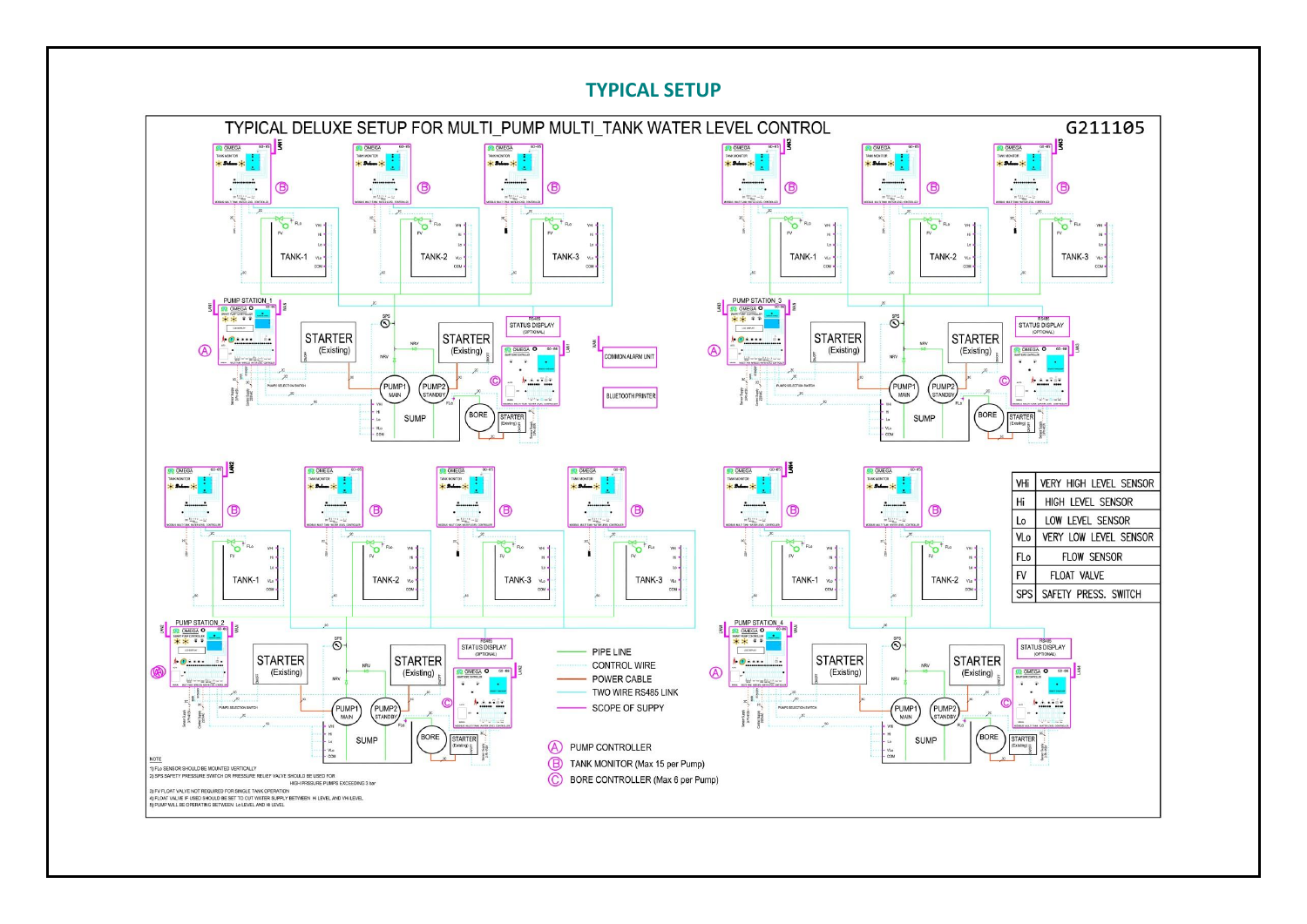## TYPICAL SETUP

TYPICAL DELUXE SETUP FOR MULTI_PUMP MULTI_TANK WATER LEVEL CONTROL

G211105

| | |
|---|---|
| VHi | VERY HIGH LEVEL SENSOR |
| Hi | HIGH LEVEL SENSOR |
| Lo | LOW LEVEL SENSOR |
| VLo | VERY LOW LEVEL SENSOR |
| FLo | FLOW SENSOR |
| FV | FLOAT VALVE |
| SPS | SAFETY PRESS. SWITCH |

PIPE LINE
CONTROL WIRE
POWER CABLE
TWO WIRE RS485 LINK
SCOPE OF SUPPY

Ⓐ PUMP CONTROLLER
Ⓑ TANK MONITOR (Max 15 per Pump)
Ⓒ BORE CONTROLLER (Max 6 per Pump)

NOTE
1) FLo SENSOR SHOULD BE MOUNTED VERTICALLY
2) SPS SAFETY PRESSURE SWITCH OR PRESSURE RELIEF VALVE SHOULD BE USED FOR HIGH PRESSURE PUMPS EXCEEDING 3 bar
3) FV FLOAT VALVE NOT REQUIRED FOR SINGLE TANK OPERATION
4) FLOAT VALVE IF USED SHOULD BE SET TO CUT WATER SUPPLY BETWEEN Hi LEVEL AND VHi LEVEL
5) PUMP WILL BE OPERATING BETWEEN Lo LEVEL AND Hi LEVEL